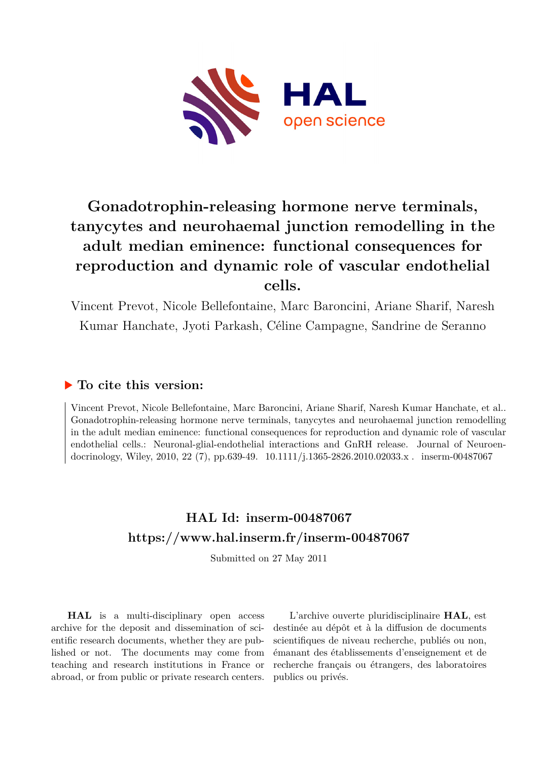# Gonadotrophin-releasing hormone nerve terminals, tanycytes and neurohaemal junction remodelling in the adult median eminence: functional consequences for reproduction and dynamic role of vascular endothelial cells.

Vincent Prevot, Nicole Bellefontaine, Marc Baroncini, Ariane Sharif, Naresh Kumar Hanchate, Jyoti Parkash, Céline Campagne, Sandrine de Seranno

## ▶ To cite this version:

Vincent Prevot, Nicole Bellefontaine, Marc Baroncini, Ariane Sharif, Naresh Kumar Hanchate, et al.. Gonadotrophin-releasing hormone nerve terminals, tanycytes and neurohaemal junction remodelling in the adult median eminence: functional consequences for reproduction and dynamic role of vascular endothelial cells.: Neuronal-glial-endothelial interactions and GnRH release. Journal of Neuroendocrinology, Wiley, 2010, 22 (7), pp.639-49. 10.1111/j.1365-2826.2010.02033.x . inserm-00487067

## HAL Id: inserm-00487067
## https://www.hal.inserm.fr/inserm-00487067

Submitted on 27 May 2011

**HAL** is a multi-disciplinary open access archive for the deposit and dissemination of scientific research documents, whether they are published or not. The documents may come from teaching and research institutions in France or abroad, or from public or private research centers.

L'archive ouverte pluridisciplinaire **HAL**, est destinée au dépôt et à la diffusion de documents scientifiques de niveau recherche, publiés ou non, émanant des établissements d'enseignement et de recherche français ou étrangers, des laboratoires publics ou privés.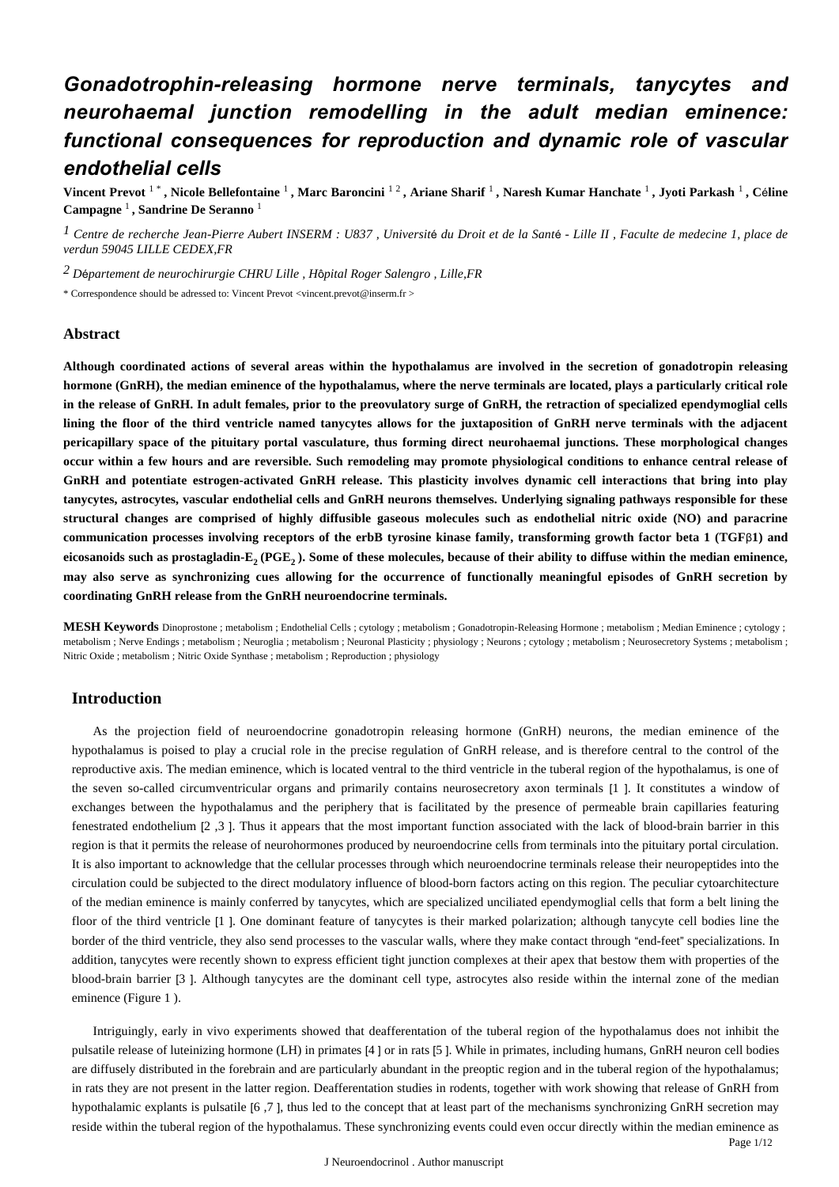# *Gonadotrophin-releasing hormone nerve terminals, tanycytes and neurohaemal junction remodelling in the adult median eminence: functional consequences for reproduction and dynamic role of vascular endothelial cells*

**Vincent Prevot** [1 *] **, Nicole Bellefontaine** [1] **, Marc Baroncini** [1 2] **, Ariane Sharif** [1] **, Naresh Kumar Hanchate** [1] **, Jyoti Parkash** [1] **, Céline Campagne** [1] **, Sandrine De Seranno** [1]

[1] *Centre de recherche Jean-Pierre Aubert INSERM : U837 , Université du Droit et de la Santé - Lille II , Faculte de medecine 1, place de verdun 59045 LILLE CEDEX,FR*

[2] *Département de neurochirurgie CHRU Lille , Hôpital Roger Salengro , Lille,FR*

\* Correspondence should be adressed to: Vincent Prevot <vincent.prevot@inserm.fr >

## Abstract

**Although coordinated actions of several areas within the hypothalamus are involved in the secretion of gonadotropin releasing hormone (GnRH), the median eminence of the hypothalamus, where the nerve terminals are located, plays a particularly critical role in the release of GnRH. In adult females, prior to the preovulatory surge of GnRH, the retraction of specialized ependymoglial cells lining the floor of the third ventricle named tanycytes allows for the juxtaposition of GnRH nerve terminals with the adjacent pericapillary space of the pituitary portal vasculature, thus forming direct neurohaemal junctions. These morphological changes occur within a few hours and are reversible. Such remodeling may promote physiological conditions to enhance central release of GnRH and potentiate estrogen-activated GnRH release. This plasticity involves dynamic cell interactions that bring into play tanycytes, astrocytes, vascular endothelial cells and GnRH neurons themselves. Underlying signaling pathways responsible for these structural changes are comprised of highly diffusible gaseous molecules such as endothelial nitric oxide (NO) and paracrine communication processes involving receptors of the erbB tyrosine kinase family, transforming growth factor beta 1 (TGFβ1) and eicosanoids such as prostagladin-E$_2$ (PGE$_2$ ). Some of these molecules, because of their ability to diffuse within the median eminence, may also serve as synchronizing cues allowing for the occurrence of functionally meaningful episodes of GnRH secretion by coordinating GnRH release from the GnRH neuroendocrine terminals.**

**MESH Keywords** Dinoprostone ; metabolism ; Endothelial Cells ; cytology ; metabolism ; Gonadotropin-Releasing Hormone ; metabolism ; Median Eminence ; cytology ; metabolism ; Nerve Endings ; metabolism ; Neuroglia ; metabolism ; Neuronal Plasticity ; physiology ; Neurons ; cytology ; metabolism ; Neurosecretory Systems ; metabolism ; Nitric Oxide ; metabolism ; Nitric Oxide Synthase ; metabolism ; Reproduction ; physiology

## Introduction

As the projection field of neuroendocrine gonadotropin releasing hormone (GnRH) neurons, the median eminence of the hypothalamus is poised to play a crucial role in the precise regulation of GnRH release, and is therefore central to the control of the reproductive axis. The median eminence, which is located ventral to the third ventricle in the tuberal region of the hypothalamus, is one of the seven so-called circumventricular organs and primarily contains neurosecretory axon terminals [1 ]. It constitutes a window of exchanges between the hypothalamus and the periphery that is facilitated by the presence of permeable brain capillaries featuring fenestrated endothelium [2 ,3 ]. Thus it appears that the most important function associated with the lack of blood-brain barrier in this region is that it permits the release of neurohormones produced by neuroendocrine cells from terminals into the pituitary portal circulation. It is also important to acknowledge that the cellular processes through which neuroendocrine terminals release their neuropeptides into the circulation could be subjected to the direct modulatory influence of blood-born factors acting on this region. The peculiar cytoarchitecture of the median eminence is mainly conferred by tanycytes, which are specialized unciliated ependymoglial cells that form a belt lining the floor of the third ventricle [1 ]. One dominant feature of tanycytes is their marked polarization; although tanycyte cell bodies line the border of the third ventricle, they also send processes to the vascular walls, where they make contact through "end-feet" specializations. In addition, tanycytes were recently shown to express efficient tight junction complexes at their apex that bestow them with properties of the blood-brain barrier [3 ]. Although tanycytes are the dominant cell type, astrocytes also reside within the internal zone of the median eminence (Figure 1 ).

Intriguingly, early in vivo experiments showed that deafferentation of the tuberal region of the hypothalamus does not inhibit the pulsatile release of luteinizing hormone (LH) in primates [4 ] or in rats [5 ]. While in primates, including humans, GnRH neuron cell bodies are diffusely distributed in the forebrain and are particularly abundant in the preoptic region and in the tuberal region of the hypothalamus; in rats they are not present in the latter region. Deafferentation studies in rodents, together with work showing that release of GnRH from hypothalamic explants is pulsatile [6 ,7 ], thus led to the concept that at least part of the mechanisms synchronizing GnRH secretion may reside within the tuberal region of the hypothalamus. These synchronizing events could even occur directly within the median eminence as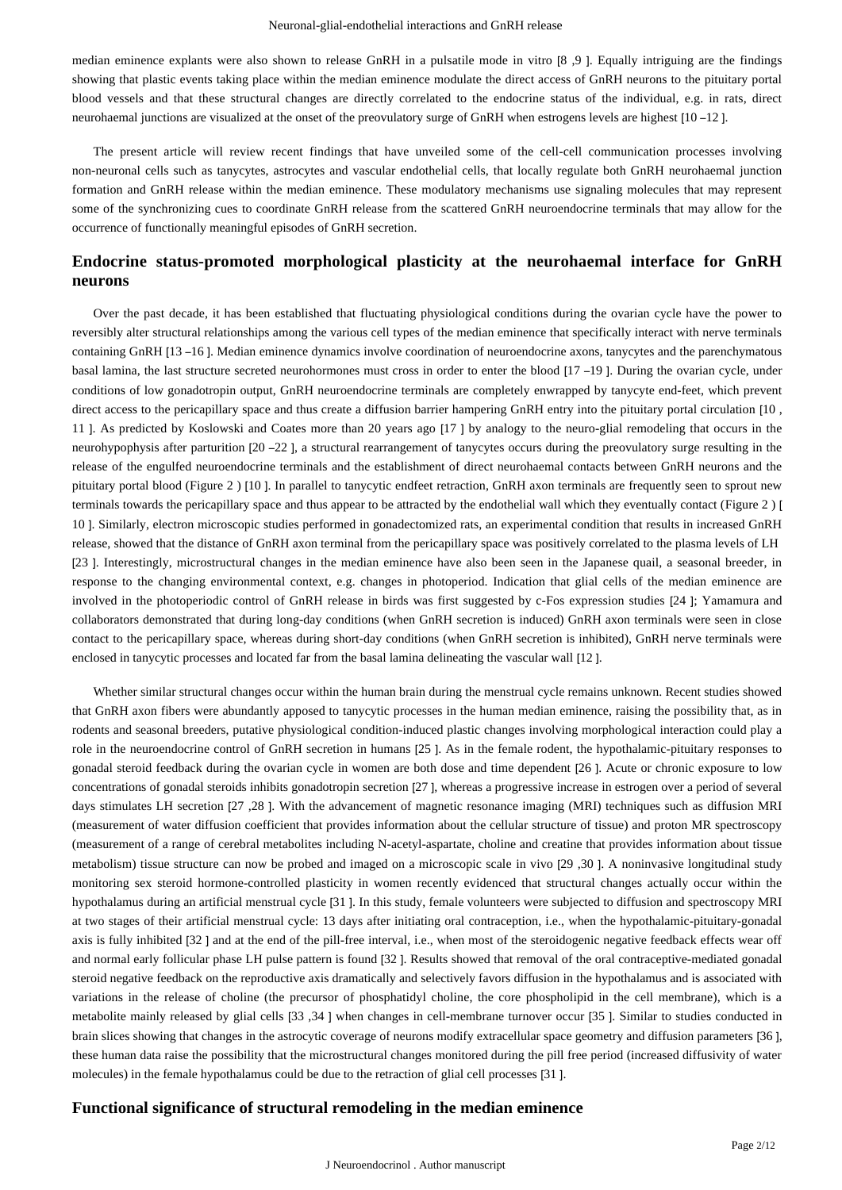median eminence explants were also shown to release GnRH in a pulsatile mode in vitro [8 ,9 ]. Equally intriguing are the findings showing that plastic events taking place within the median eminence modulate the direct access of GnRH neurons to the pituitary portal blood vessels and that these structural changes are directly correlated to the endocrine status of the individual, e.g. in rats, direct neurohaemal junctions are visualized at the onset of the preovulatory surge of GnRH when estrogens levels are highest [10 –12 ].

The present article will review recent findings that have unveiled some of the cell-cell communication processes involving non-neuronal cells such as tanycytes, astrocytes and vascular endothelial cells, that locally regulate both GnRH neurohaemal junction formation and GnRH release within the median eminence. These modulatory mechanisms use signaling molecules that may represent some of the synchronizing cues to coordinate GnRH release from the scattered GnRH neuroendocrine terminals that may allow for the occurrence of functionally meaningful episodes of GnRH secretion.

## Endocrine status-promoted morphological plasticity at the neurohaemal interface for GnRH neurons

Over the past decade, it has been established that fluctuating physiological conditions during the ovarian cycle have the power to reversibly alter structural relationships among the various cell types of the median eminence that specifically interact with nerve terminals containing GnRH [13 –16 ]. Median eminence dynamics involve coordination of neuroendocrine axons, tanycytes and the parenchymatous basal lamina, the last structure secreted neurohormones must cross in order to enter the blood [17 –19 ]. During the ovarian cycle, under conditions of low gonadotropin output, GnRH neuroendocrine terminals are completely enwrapped by tanycyte end-feet, which prevent direct access to the pericapillary space and thus create a diffusion barrier hampering GnRH entry into the pituitary portal circulation [10 , 11 ]. As predicted by Koslowski and Coates more than 20 years ago [17 ] by analogy to the neuro-glial remodeling that occurs in the neurohypophysis after parturition [20 –22 ], a structural rearrangement of tanycytes occurs during the preovulatory surge resulting in the release of the engulfed neuroendocrine terminals and the establishment of direct neurohaemal contacts between GnRH neurons and the pituitary portal blood (Figure 2 ) [10 ]. In parallel to tanycytic endfeet retraction, GnRH axon terminals are frequently seen to sprout new terminals towards the pericapillary space and thus appear to be attracted by the endothelial wall which they eventually contact (Figure 2 ) [ 10 ]. Similarly, electron microscopic studies performed in gonadectomized rats, an experimental condition that results in increased GnRH release, showed that the distance of GnRH axon terminal from the pericapillary space was positively correlated to the plasma levels of LH [23 ]. Interestingly, microstructural changes in the median eminence have also been seen in the Japanese quail, a seasonal breeder, in response to the changing environmental context, e.g. changes in photoperiod. Indication that glial cells of the median eminence are involved in the photoperiodic control of GnRH release in birds was first suggested by c-Fos expression studies [24 ]; Yamamura and collaborators demonstrated that during long-day conditions (when GnRH secretion is induced) GnRH axon terminals were seen in close contact to the pericapillary space, whereas during short-day conditions (when GnRH secretion is inhibited), GnRH nerve terminals were enclosed in tanycytic processes and located far from the basal lamina delineating the vascular wall [12 ].

Whether similar structural changes occur within the human brain during the menstrual cycle remains unknown. Recent studies showed that GnRH axon fibers were abundantly apposed to tanycytic processes in the human median eminence, raising the possibility that, as in rodents and seasonal breeders, putative physiological condition-induced plastic changes involving morphological interaction could play a role in the neuroendocrine control of GnRH secretion in humans [25 ]. As in the female rodent, the hypothalamic-pituitary responses to gonadal steroid feedback during the ovarian cycle in women are both dose and time dependent [26 ]. Acute or chronic exposure to low concentrations of gonadal steroids inhibits gonadotropin secretion [27 ], whereas a progressive increase in estrogen over a period of several days stimulates LH secretion [27 ,28 ]. With the advancement of magnetic resonance imaging (MRI) techniques such as diffusion MRI (measurement of water diffusion coefficient that provides information about the cellular structure of tissue) and proton MR spectroscopy (measurement of a range of cerebral metabolites including N-acetyl-aspartate, choline and creatine that provides information about tissue metabolism) tissue structure can now be probed and imaged on a microscopic scale in vivo [29 ,30 ]. A noninvasive longitudinal study monitoring sex steroid hormone-controlled plasticity in women recently evidenced that structural changes actually occur within the hypothalamus during an artificial menstrual cycle [31 ]. In this study, female volunteers were subjected to diffusion and spectroscopy MRI at two stages of their artificial menstrual cycle: 13 days after initiating oral contraception, i.e., when the hypothalamic-pituitary-gonadal axis is fully inhibited [32 ] and at the end of the pill-free interval, i.e., when most of the steroidogenic negative feedback effects wear off and normal early follicular phase LH pulse pattern is found [32 ]. Results showed that removal of the oral contraceptive-mediated gonadal steroid negative feedback on the reproductive axis dramatically and selectively favors diffusion in the hypothalamus and is associated with variations in the release of choline (the precursor of phosphatidyl choline, the core phospholipid in the cell membrane), which is a metabolite mainly released by glial cells [33 ,34 ] when changes in cell-membrane turnover occur [35 ]. Similar to studies conducted in brain slices showing that changes in the astrocytic coverage of neurons modify extracellular space geometry and diffusion parameters [36 ], these human data raise the possibility that the microstructural changes monitored during the pill free period (increased diffusivity of water molecules) in the female hypothalamus could be due to the retraction of glial cell processes [31 ].

## Functional significance of structural remodeling in the median eminence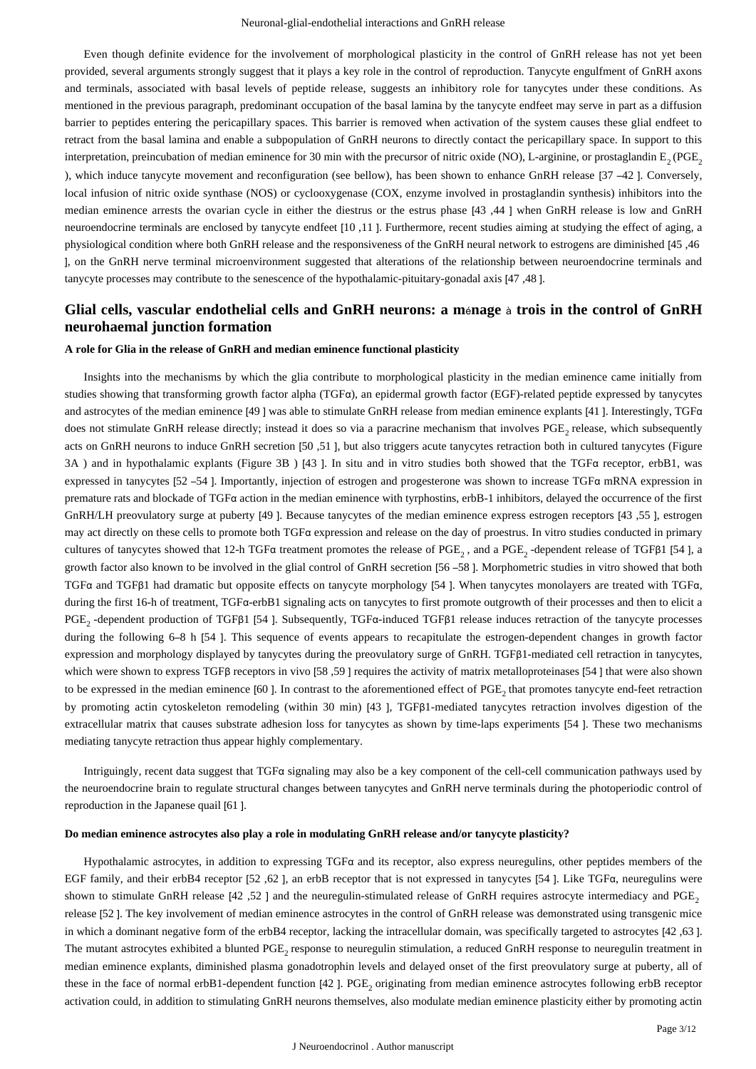Even though definite evidence for the involvement of morphological plasticity in the control of GnRH release has not yet been provided, several arguments strongly suggest that it plays a key role in the control of reproduction. Tanycyte engulfment of GnRH axons and terminals, associated with basal levels of peptide release, suggests an inhibitory role for tanycytes under these conditions. As mentioned in the previous paragraph, predominant occupation of the basal lamina by the tanycyte endfeet may serve in part as a diffusion barrier to peptides entering the pericapillary spaces. This barrier is removed when activation of the system causes these glial endfeet to retract from the basal lamina and enable a subpopulation of GnRH neurons to directly contact the pericapillary space. In support to this interpretation, preincubation of median eminence for 30 min with the precursor of nitric oxide (NO), L-arginine, or prostaglandin $E_2$ ($PGE_2$), which induce tanycyte movement and reconfiguration (see bellow), has been shown to enhance GnRH release [37 –42 ]. Conversely, local infusion of nitric oxide synthase (NOS) or cyclooxygenase (COX, enzyme involved in prostaglandin synthesis) inhibitors into the median eminence arrests the ovarian cycle in either the diestrus or the estrus phase [43 ,44 ] when GnRH release is low and GnRH neuroendocrine terminals are enclosed by tanycyte endfeet [10 ,11 ]. Furthermore, recent studies aiming at studying the effect of aging, a physiological condition where both GnRH release and the responsiveness of the GnRH neural network to estrogens are diminished [45 ,46 ], on the GnRH nerve terminal microenvironment suggested that alterations of the relationship between neuroendocrine terminals and tanycyte processes may contribute to the senescence of the hypothalamic-pituitary-gonadal axis [47 ,48 ].

## Glial cells, vascular endothelial cells and GnRH neurons: a ménage à trois in the control of GnRH neurohaemal junction formation

### A role for Glia in the release of GnRH and median eminence functional plasticity

Insights into the mechanisms by which the glia contribute to morphological plasticity in the median eminence came initially from studies showing that transforming growth factor alpha (TGFα), an epidermal growth factor (EGF)-related peptide expressed by tanycytes and astrocytes of the median eminence [49 ] was able to stimulate GnRH release from median eminence explants [41 ]. Interestingly, TGFα does not stimulate GnRH release directly; instead it does so via a paracrine mechanism that involves $PGE_2$ release, which subsequently acts on GnRH neurons to induce GnRH secretion [50 ,51 ], but also triggers acute tanycytes retraction both in cultured tanycytes (Figure 3A ) and in hypothalamic explants (Figure 3B ) [43 ]. In situ and in vitro studies both showed that the TGFα receptor, erbB1, was expressed in tanycytes [52 –54 ]. Importantly, injection of estrogen and progesterone was shown to increase TGFα mRNA expression in premature rats and blockade of TGFα action in the median eminence with tyrphostins, erbB-1 inhibitors, delayed the occurrence of the first GnRH/LH preovulatory surge at puberty [49 ]. Because tanycytes of the median eminence express estrogen receptors [43 ,55 ], estrogen may act directly on these cells to promote both TGFα expression and release on the day of proestrus. In vitro studies conducted in primary cultures of tanycytes showed that 12-h TGFα treatment promotes the release of $PGE_2$, and a $PGE_2$-dependent release of TGFβ1 [54 ], a growth factor also known to be involved in the glial control of GnRH secretion [56 –58 ]. Morphometric studies in vitro showed that both TGFα and TGFβ1 had dramatic but opposite effects on tanycyte morphology [54 ]. When tanycytes monolayers are treated with TGFα, during the first 16-h of treatment, TGFα-erbB1 signaling acts on tanycytes to first promote outgrowth of their processes and then to elicit a $PGE_2$-dependent production of TGFβ1 [54 ]. Subsequently, TGFα-induced TGFβ1 release induces retraction of the tanycyte processes during the following 6–8 h [54 ]. This sequence of events appears to recapitulate the estrogen-dependent changes in growth factor expression and morphology displayed by tanycytes during the preovulatory surge of GnRH. TGFβ1-mediated cell retraction in tanycytes, which were shown to express TGFβ receptors in vivo [58 ,59 ] requires the activity of matrix metalloproteinases [54 ] that were also shown to be expressed in the median eminence [60 ]. In contrast to the aforementioned effect of $PGE_2$ that promotes tanycyte end-feet retraction by promoting actin cytoskeleton remodeling (within 30 min) [43 ], TGFβ1-mediated tanycytes retraction involves digestion of the extracellular matrix that causes substrate adhesion loss for tanycytes as shown by time-laps experiments [54 ]. These two mechanisms mediating tanycyte retraction thus appear highly complementary.

Intriguingly, recent data suggest that TGFα signaling may also be a key component of the cell-cell communication pathways used by the neuroendocrine brain to regulate structural changes between tanycytes and GnRH nerve terminals during the photoperiodic control of reproduction in the Japanese quail [61 ].

### Do median eminence astrocytes also play a role in modulating GnRH release and/or tanycyte plasticity?

Hypothalamic astrocytes, in addition to expressing TGFα and its receptor, also express neuregulins, other peptides members of the EGF family, and their erbB4 receptor [52 ,62 ], an erbB receptor that is not expressed in tanycytes [54 ]. Like TGFα, neuregulins were shown to stimulate GnRH release [42 ,52 ] and the neuregulin-stimulated release of GnRH requires astrocyte intermediacy and $PGE_2$ release [52 ]. The key involvement of median eminence astrocytes in the control of GnRH release was demonstrated using transgenic mice in which a dominant negative form of the erbB4 receptor, lacking the intracellular domain, was specifically targeted to astrocytes [42 ,63 ]. The mutant astrocytes exhibited a blunted $PGE_2$ response to neuregulin stimulation, a reduced GnRH response to neuregulin treatment in median eminence explants, diminished plasma gonadotrophin levels and delayed onset of the first preovulatory surge at puberty, all of these in the face of normal erbB1-dependent function [42 ]. $PGE_2$ originating from median eminence astrocytes following erbB receptor activation could, in addition to stimulating GnRH neurons themselves, also modulate median eminence plasticity either by promoting actin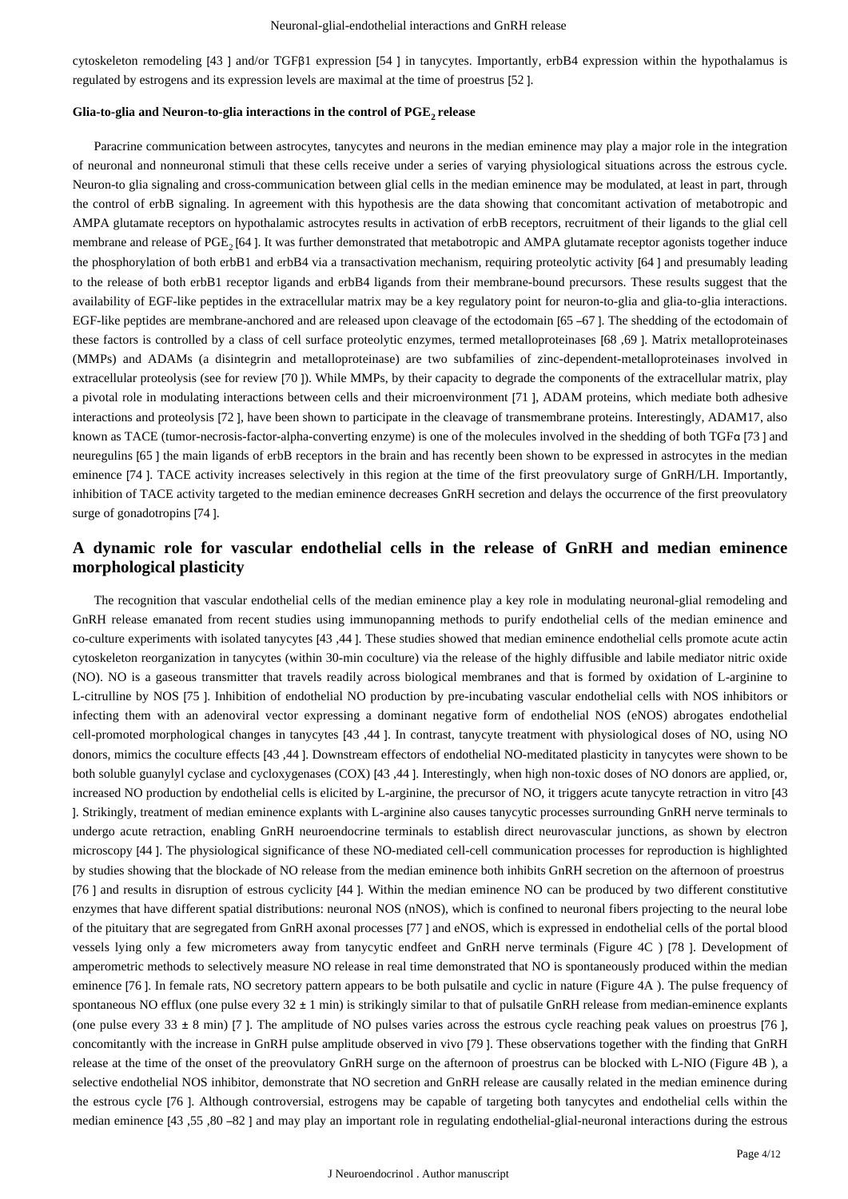cytoskeleton remodeling [43 ] and/or TGFβ1 expression [54 ] in tanycytes. Importantly, erbB4 expression within the hypothalamus is regulated by estrogens and its expression levels are maximal at the time of proestrus [52 ].

### Glia-to-glia and Neuron-to-glia interactions in the control of $PGE_2$ release

Paracrine communication between astrocytes, tanycytes and neurons in the median eminence may play a major role in the integration of neuronal and nonneuronal stimuli that these cells receive under a series of varying physiological situations across the estrous cycle. Neuron-to glia signaling and cross-communication between glial cells in the median eminence may be modulated, at least in part, through the control of erbB signaling. In agreement with this hypothesis are the data showing that concomitant activation of metabotropic and AMPA glutamate receptors on hypothalamic astrocytes results in activation of erbB receptors, recruitment of their ligands to the glial cell membrane and release of $PGE_2$ [64 ]. It was further demonstrated that metabotropic and AMPA glutamate receptor agonists together induce the phosphorylation of both erbB1 and erbB4 via a transactivation mechanism, requiring proteolytic activity [64 ] and presumably leading to the release of both erbB1 receptor ligands and erbB4 ligands from their membrane-bound precursors. These results suggest that the availability of EGF-like peptides in the extracellular matrix may be a key regulatory point for neuron-to-glia and glia-to-glia interactions. EGF-like peptides are membrane-anchored and are released upon cleavage of the ectodomain [65 –67 ]. The shedding of the ectodomain of these factors is controlled by a class of cell surface proteolytic enzymes, termed metalloproteinases [68 ,69 ]. Matrix metalloproteinases (MMPs) and ADAMs (a disintegrin and metalloproteinase) are two subfamilies of zinc-dependent-metalloproteinases involved in extracellular proteolysis (see for review [70 ]). While MMPs, by their capacity to degrade the components of the extracellular matrix, play a pivotal role in modulating interactions between cells and their microenvironment [71 ], ADAM proteins, which mediate both adhesive interactions and proteolysis [72 ], have been shown to participate in the cleavage of transmembrane proteins. Interestingly, ADAM17, also known as TACE (tumor-necrosis-factor-alpha-converting enzyme) is one of the molecules involved in the shedding of both TGFα [73 ] and neuregulins [65 ] the main ligands of erbB receptors in the brain and has recently been shown to be expressed in astrocytes in the median eminence [74 ]. TACE activity increases selectively in this region at the time of the first preovulatory surge of GnRH/LH. Importantly, inhibition of TACE activity targeted to the median eminence decreases GnRH secretion and delays the occurrence of the first preovulatory surge of gonadotropins [74 ].

## A dynamic role for vascular endothelial cells in the release of GnRH and median eminence morphological plasticity

The recognition that vascular endothelial cells of the median eminence play a key role in modulating neuronal-glial remodeling and GnRH release emanated from recent studies using immunopanning methods to purify endothelial cells of the median eminence and co-culture experiments with isolated tanycytes [43 ,44 ]. These studies showed that median eminence endothelial cells promote acute actin cytoskeleton reorganization in tanycytes (within 30-min coculture) via the release of the highly diffusible and labile mediator nitric oxide (NO). NO is a gaseous transmitter that travels readily across biological membranes and that is formed by oxidation of L-arginine to L-citrulline by NOS [75 ]. Inhibition of endothelial NO production by pre-incubating vascular endothelial cells with NOS inhibitors or infecting them with an adenoviral vector expressing a dominant negative form of endothelial NOS (eNOS) abrogates endothelial cell-promoted morphological changes in tanycytes [43 ,44 ]. In contrast, tanycyte treatment with physiological doses of NO, using NO donors, mimics the coculture effects [43 ,44 ]. Downstream effectors of endothelial NO-meditated plasticity in tanycytes were shown to be both soluble guanylyl cyclase and cycloxygenases (COX) [43 ,44 ]. Interestingly, when high non-toxic doses of NO donors are applied, or, increased NO production by endothelial cells is elicited by L-arginine, the precursor of NO, it triggers acute tanycyte retraction in vitro [43 ]. Strikingly, treatment of median eminence explants with L-arginine also causes tanycytic processes surrounding GnRH nerve terminals to undergo acute retraction, enabling GnRH neuroendocrine terminals to establish direct neurovascular junctions, as shown by electron microscopy [44 ]. The physiological significance of these NO-mediated cell-cell communication processes for reproduction is highlighted by studies showing that the blockade of NO release from the median eminence both inhibits GnRH secretion on the afternoon of proestrus [76 ] and results in disruption of estrous cyclicity [44 ]. Within the median eminence NO can be produced by two different constitutive enzymes that have different spatial distributions: neuronal NOS (nNOS), which is confined to neuronal fibers projecting to the neural lobe of the pituitary that are segregated from GnRH axonal processes [77 ] and eNOS, which is expressed in endothelial cells of the portal blood vessels lying only a few micrometers away from tanycytic endfeet and GnRH nerve terminals (Figure 4C ) [78 ]. Development of amperometric methods to selectively measure NO release in real time demonstrated that NO is spontaneously produced within the median eminence [76 ]. In female rats, NO secretory pattern appears to be both pulsatile and cyclic in nature (Figure 4A ). The pulse frequency of spontaneous NO efflux (one pulse every $32 \pm 1$ min) is strikingly similar to that of pulsatile GnRH release from median-eminence explants (one pulse every $33 \pm 8$ min) [7 ]. The amplitude of NO pulses varies across the estrous cycle reaching peak values on proestrus [76 ], concomitantly with the increase in GnRH pulse amplitude observed in vivo [79 ]. These observations together with the finding that GnRH release at the time of the onset of the preovulatory GnRH surge on the afternoon of proestrus can be blocked with L-NIO (Figure 4B ), a selective endothelial NOS inhibitor, demonstrate that NO secretion and GnRH release are causally related in the median eminence during the estrous cycle [76 ]. Although controversial, estrogens may be capable of targeting both tanycytes and endothelial cells within the median eminence [43 ,55 ,80 –82 ] and may play an important role in regulating endothelial-glial-neuronal interactions during the estrous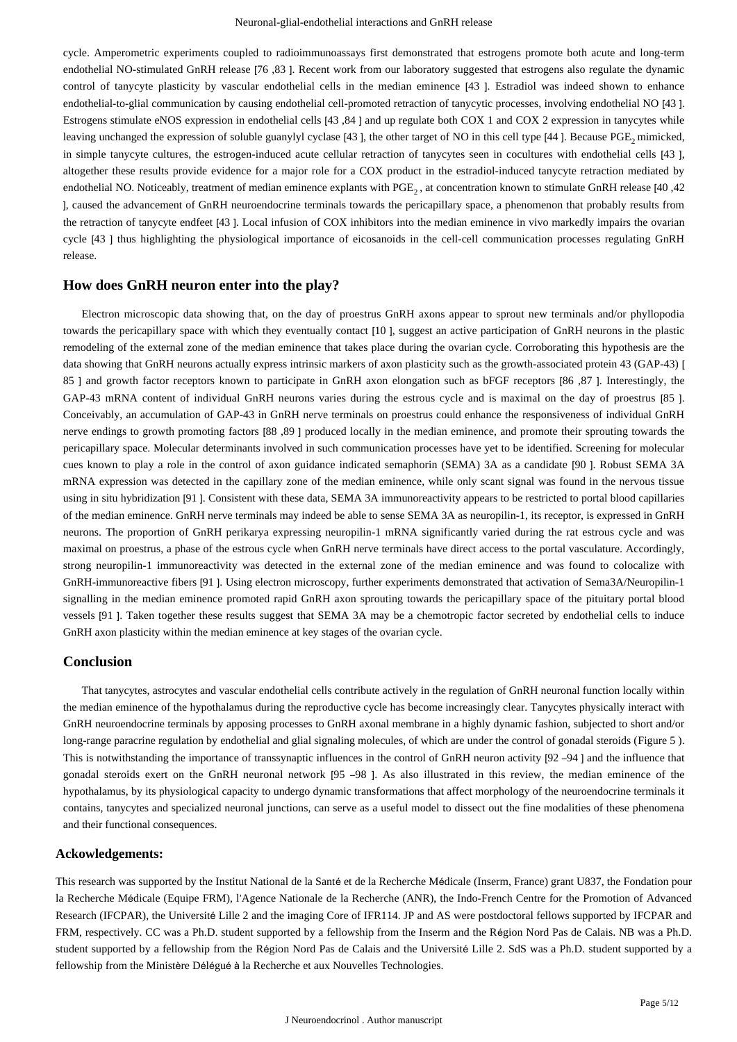cycle. Amperometric experiments coupled to radioimmunoassays first demonstrated that estrogens promote both acute and long-term endothelial NO-stimulated GnRH release [76 ,83 ]. Recent work from our laboratory suggested that estrogens also regulate the dynamic control of tanycyte plasticity by vascular endothelial cells in the median eminence [43 ]. Estradiol was indeed shown to enhance endothelial-to-glial communication by causing endothelial cell-promoted retraction of tanycytic processes, involving endothelial NO [43 ]. Estrogens stimulate eNOS expression in endothelial cells [43 ,84 ] and up regulate both COX 1 and COX 2 expression in tanycytes while leaving unchanged the expression of soluble guanylyl cyclase [43 ], the other target of NO in this cell type [44 ]. Because $PGE_2$ mimicked, in simple tanycyte cultures, the estrogen-induced acute cellular retraction of tanycytes seen in cocultures with endothelial cells [43 ], altogether these results provide evidence for a major role for a COX product in the estradiol-induced tanycyte retraction mediated by endothelial NO. Noticeably, treatment of median eminence explants with $PGE_2$ , at concentration known to stimulate GnRH release [40 ,42 ], caused the advancement of GnRH neuroendocrine terminals towards the pericapillary space, a phenomenon that probably results from the retraction of tanycyte endfeet [43 ]. Local infusion of COX inhibitors into the median eminence in vivo markedly impairs the ovarian cycle [43 ] thus highlighting the physiological importance of eicosanoids in the cell-cell communication processes regulating GnRH release.

## How does GnRH neuron enter into the play?

Electron microscopic data showing that, on the day of proestrus GnRH axons appear to sprout new terminals and/or phyllopodia towards the pericapillary space with which they eventually contact [10 ], suggest an active participation of GnRH neurons in the plastic remodeling of the external zone of the median eminence that takes place during the ovarian cycle. Corroborating this hypothesis are the data showing that GnRH neurons actually express intrinsic markers of axon plasticity such as the growth-associated protein 43 (GAP-43) [ 85 ] and growth factor receptors known to participate in GnRH axon elongation such as bFGF receptors [86 ,87 ]. Interestingly, the GAP-43 mRNA content of individual GnRH neurons varies during the estrous cycle and is maximal on the day of proestrus [85 ]. Conceivably, an accumulation of GAP-43 in GnRH nerve terminals on proestrus could enhance the responsiveness of individual GnRH nerve endings to growth promoting factors [88 ,89 ] produced locally in the median eminence, and promote their sprouting towards the pericapillary space. Molecular determinants involved in such communication processes have yet to be identified. Screening for molecular cues known to play a role in the control of axon guidance indicated semaphorin (SEMA) 3A as a candidate [90 ]. Robust SEMA 3A mRNA expression was detected in the capillary zone of the median eminence, while only scant signal was found in the nervous tissue using in situ hybridization [91 ]. Consistent with these data, SEMA 3A immunoreactivity appears to be restricted to portal blood capillaries of the median eminence. GnRH nerve terminals may indeed be able to sense SEMA 3A as neuropilin-1, its receptor, is expressed in GnRH neurons. The proportion of GnRH perikarya expressing neuropilin-1 mRNA significantly varied during the rat estrous cycle and was maximal on proestrus, a phase of the estrous cycle when GnRH nerve terminals have direct access to the portal vasculature. Accordingly, strong neuropilin-1 immunoreactivity was detected in the external zone of the median eminence and was found to colocalize with GnRH-immunoreactive fibers [91 ]. Using electron microscopy, further experiments demonstrated that activation of Sema3A/Neuropilin-1 signalling in the median eminence promoted rapid GnRH axon sprouting towards the pericapillary space of the pituitary portal blood vessels [91 ]. Taken together these results suggest that SEMA 3A may be a chemotropic factor secreted by endothelial cells to induce GnRH axon plasticity within the median eminence at key stages of the ovarian cycle.

## Conclusion

That tanycytes, astrocytes and vascular endothelial cells contribute actively in the regulation of GnRH neuronal function locally within the median eminence of the hypothalamus during the reproductive cycle has become increasingly clear. Tanycytes physically interact with GnRH neuroendocrine terminals by apposing processes to GnRH axonal membrane in a highly dynamic fashion, subjected to short and/or long-range paracrine regulation by endothelial and glial signaling molecules, of which are under the control of gonadal steroids (Figure 5 ). This is notwithstanding the importance of transsynaptic influences in the control of GnRH neuron activity [92 –94 ] and the influence that gonadal steroids exert on the GnRH neuronal network [95 –98 ]. As also illustrated in this review, the median eminence of the hypothalamus, by its physiological capacity to undergo dynamic transformations that affect morphology of the neuroendocrine terminals it contains, tanycytes and specialized neuronal junctions, can serve as a useful model to dissect out the fine modalities of these phenomena and their functional consequences.

### Ackowledgements:

This research was supported by the Institut National de la Santé et de la Recherche Médicale (Inserm, France) grant U837, the Fondation pour la Recherche Médicale (Equipe FRM), l'Agence Nationale de la Recherche (ANR), the Indo-French Centre for the Promotion of Advanced Research (IFCPAR), the Université Lille 2 and the imaging Core of IFR114. JP and AS were postdoctoral fellows supported by IFCPAR and FRM, respectively. CC was a Ph.D. student supported by a fellowship from the Inserm and the Région Nord Pas de Calais. NB was a Ph.D. student supported by a fellowship from the Région Nord Pas de Calais and the Université Lille 2. SdS was a Ph.D. student supported by a fellowship from the Ministère Délégué à la Recherche et aux Nouvelles Technologies.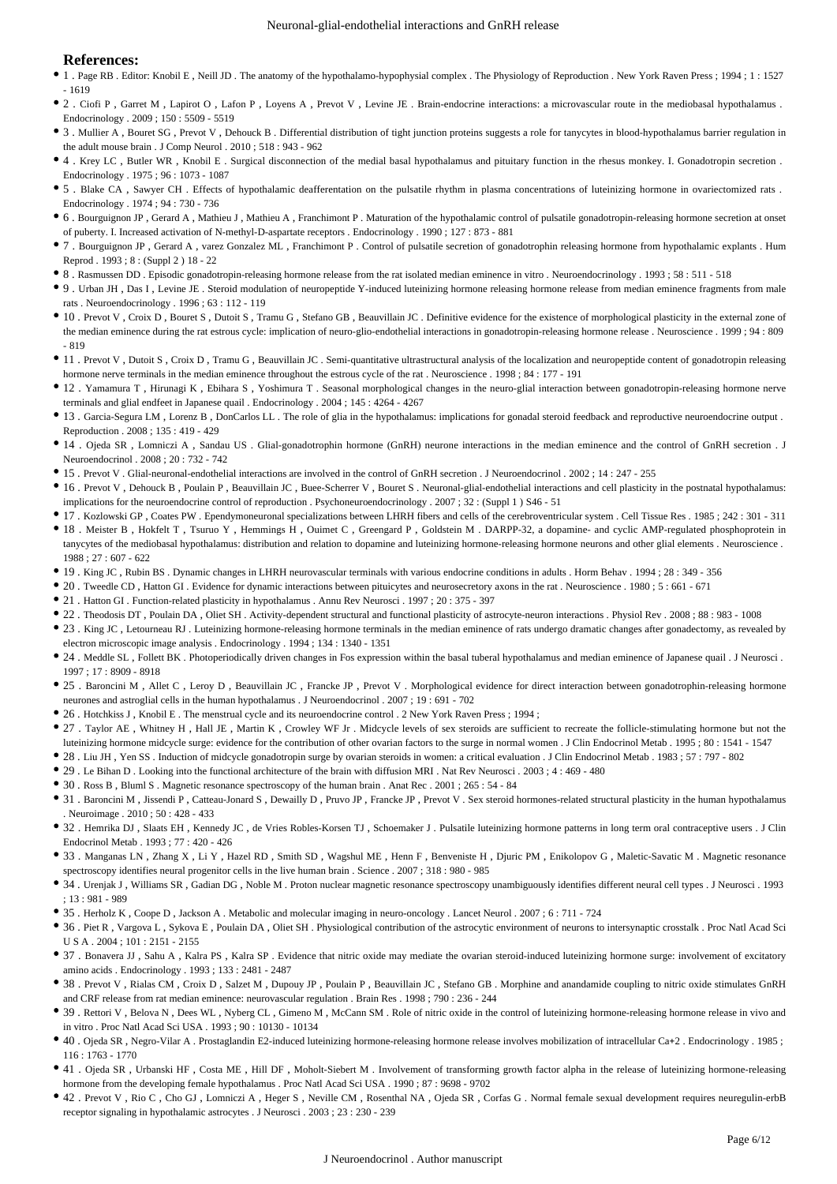## References:

- 1 . Page RB . Editor: Knobil E , Neill JD . The anatomy of the hypothalamo-hypophysial complex . The Physiology of Reproduction . New York Raven Press ; 1994 ; 1 : 1527 - 1619
- 2 . Ciofi P , Garret M , Lapirot O , Lafon P , Loyens A , Prevot V , Levine JE . Brain-endocrine interactions: a microvascular route in the mediobasal hypothalamus . Endocrinology . 2009 ; 150 : 5509 - 5519
- 3 . Mullier A , Bouret SG , Prevot V , Dehouck B . Differential distribution of tight junction proteins suggests a role for tanycytes in blood-hypothalamus barrier regulation in the adult mouse brain . J Comp Neurol . 2010 ; 518 : 943 - 962
- 4 . Krey LC , Butler WR , Knobil E . Surgical disconnection of the medial basal hypothalamus and pituitary function in the rhesus monkey. I. Gonadotropin secretion . Endocrinology . 1975 ; 96 : 1073 - 1087
- 5 . Blake CA , Sawyer CH . Effects of hypothalamic deafferentation on the pulsatile rhythm in plasma concentrations of luteinizing hormone in ovariectomized rats . Endocrinology . 1974 ; 94 : 730 - 736
- 6 . Bourguignon JP , Gerard A , Mathieu J , Mathieu A , Franchimont P . Maturation of the hypothalamic control of pulsatile gonadotropin-releasing hormone secretion at onset of puberty. I. Increased activation of N-methyl-D-aspartate receptors . Endocrinology . 1990 ; 127 : 873 - 881
- 7 . Bourguignon JP , Gerard A , varez Gonzalez ML , Franchimont P . Control of pulsatile secretion of gonadotrophin releasing hormone from hypothalamic explants . Hum Reprod . 1993 ; 8 : (Suppl 2 ) 18 - 22
- 8 . Rasmussen DD . Episodic gonadotropin-releasing hormone release from the rat isolated median eminence in vitro . Neuroendocrinology . 1993 ; 58 : 511 - 518
- 9 . Urban JH , Das I , Levine JE . Steroid modulation of neuropeptide Y-induced luteinizing hormone releasing hormone release from median eminence fragments from male rats . Neuroendocrinology . 1996 ; 63 : 112 - 119
- 10 . Prevot V , Croix D , Bouret S , Dutoit S , Tramu G , Stefano GB , Beauvillain JC . Definitive evidence for the existence of morphological plasticity in the external zone of the median eminence during the rat estrous cycle: implication of neuro-glio-endothelial interactions in gonadotropin-releasing hormone release . Neuroscience . 1999 ; 94 : 809 - 819
- 11 . Prevot V , Dutoit S , Croix D , Tramu G , Beauvillain JC . Semi-quantitative ultrastructural analysis of the localization and neuropeptide content of gonadotropin releasing hormone nerve terminals in the median eminence throughout the estrous cycle of the rat . Neuroscience . 1998 ; 84 : 177 - 191
- 12 . Yamamura T , Hirunagi K , Ebihara S , Yoshimura T . Seasonal morphological changes in the neuro-glial interaction between gonadotropin-releasing hormone nerve terminals and glial endfeet in Japanese quail . Endocrinology . 2004 ; 145 : 4264 - 4267
- 13 . Garcia-Segura LM , Lorenz B , DonCarlos LL . The role of glia in the hypothalamus: implications for gonadal steroid feedback and reproductive neuroendocrine output . Reproduction . 2008 ; 135 : 419 - 429
- 14 . Ojeda SR , Lomniczi A , Sandau US . Glial-gonadotrophin hormone (GnRH) neurone interactions in the median eminence and the control of GnRH secretion . J Neuroendocrinol . 2008 ; 20 : 732 - 742
- 15 . Prevot V . Glial-neuronal-endothelial interactions are involved in the control of GnRH secretion . J Neuroendocrinol . 2002 ; 14 : 247 - 255
- 16 . Prevot V , Dehouck B , Poulain P , Beauvillain JC , Buee-Scherrer V , Bouret S . Neuronal-glial-endothelial interactions and cell plasticity in the postnatal hypothalamus: implications for the neuroendocrine control of reproduction . Psychoneuroendocrinology . 2007 ; 32 : (Suppl 1 ) S46 - 51
- 17 . Kozlowski GP , Coates PW . Ependymoneuronal specializations between LHRH fibers and cells of the cerebroventricular system . Cell Tissue Res . 1985 ; 242 : 301 - 311
- 18 . Meister B , Hokfelt T , Tsuruo Y , Hemmings H , Ouimet C , Greengard P , Goldstein M . DARPP-32, a dopamine- and cyclic AMP-regulated phosphoprotein in tanycytes of the mediobasal hypothalamus: distribution and relation to dopamine and luteinizing hormone-releasing hormone neurons and other glial elements . Neuroscience . 1988 ; 27 : 607 - 622
- 19 . King JC , Rubin BS . Dynamic changes in LHRH neurovascular terminals with various endocrine conditions in adults . Horm Behav . 1994 ; 28 : 349 - 356
- 20 . Tweedle CD , Hatton GI . Evidence for dynamic interactions between pituicytes and neurosecretory axons in the rat . Neuroscience . 1980 ; 5 : 661 - 671
- 21 . Hatton GI . Function-related plasticity in hypothalamus . Annu Rev Neurosci . 1997 ; 20 : 375 - 397
- 22 . Theodosis DT , Poulain DA , Oliet SH . Activity-dependent structural and functional plasticity of astrocyte-neuron interactions . Physiol Rev . 2008 ; 88 : 983 - 1008
- 23 . King JC , Letourneau RJ . Luteinizing hormone-releasing hormone terminals in the median eminence of rats undergo dramatic changes after gonadectomy, as revealed by electron microscopic image analysis . Endocrinology . 1994 ; 134 : 1340 - 1351
- 24 . Meddle SL , Follett BK . Photoperiodically driven changes in Fos expression within the basal tuberal hypothalamus and median eminence of Japanese quail . J Neurosci . 1997 ; 17 : 8909 - 8918
- 25 . Baroncini M , Allet C , Leroy D , Beauvillain JC , Francke JP , Prevot V . Morphological evidence for direct interaction between gonadotrophin-releasing hormone neurones and astroglial cells in the human hypothalamus . J Neuroendocrinol . 2007 ; 19 : 691 - 702
- 26 . Hotchkiss J , Knobil E . The menstrual cycle and its neuroendocrine control . 2 New York Raven Press ; 1994 ;
- 27 . Taylor AE , Whitney H , Hall JE , Martin K , Crowley WF Jr . Midcycle levels of sex steroids are sufficient to recreate the follicle-stimulating hormone but not the luteinizing hormone midcycle surge: evidence for the contribution of other ovarian factors to the surge in normal women . J Clin Endocrinol Metab . 1995 ; 80 : 1541 - 1547
- 28 . Liu JH , Yen SS . Induction of midcycle gonadotropin surge by ovarian steroids in women: a critical evaluation . J Clin Endocrinol Metab . 1983 ; 57 : 797 - 802
- 29 . Le Bihan D . Looking into the functional architecture of the brain with diffusion MRI . Nat Rev Neurosci . 2003 ; 4 : 469 - 480
- 30 . Ross B , Bluml S . Magnetic resonance spectroscopy of the human brain . Anat Rec . 2001 ; 265 : 54 - 84
- 31 . Baroncini M , Jissendi P , Catteau-Jonard S , Dewailly D , Pruvo JP , Francke JP , Prevot V . Sex steroid hormones-related structural plasticity in the human hypothalamus . Neuroimage . 2010 ; 50 : 428 - 433
- 32 . Hemrika DJ , Slaats EH , Kennedy JC , de Vries Robles-Korsen TJ , Schoemaker J . Pulsatile luteinizing hormone patterns in long term oral contraceptive users . J Clin Endocrinol Metab . 1993 ; 77 : 420 - 426
- 33 . Manganas LN , Zhang X , Li Y , Hazel RD , Smith SD , Wagshul ME , Henn F , Benveniste H , Djuric PM , Enikolopov G , Maletic-Savatic M . Magnetic resonance spectroscopy identifies neural progenitor cells in the live human brain . Science . 2007 ; 318 : 980 - 985
- 34 . Urenjak J , Williams SR , Gadian DG , Noble M . Proton nuclear magnetic resonance spectroscopy unambiguously identifies different neural cell types . J Neurosci . 1993 ; 13 : 981 - 989
- 35 . Herholz K , Coope D , Jackson A . Metabolic and molecular imaging in neuro-oncology . Lancet Neurol . 2007 ; 6 : 711 - 724
- 36 . Piet R , Vargova L , Sykova E , Poulain DA , Oliet SH . Physiological contribution of the astrocytic environment of neurons to intersynaptic crosstalk . Proc Natl Acad Sci U S A . 2004 ; 101 : 2151 - 2155
- 37 . Bonavera JJ , Sahu A , Kalra PS , Kalra SP . Evidence that nitric oxide may mediate the ovarian steroid-induced luteinizing hormone surge: involvement of excitatory amino acids . Endocrinology . 1993 ; 133 : 2481 - 2487
- 38 . Prevot V , Rialas CM , Croix D , Salzet M , Dupouy JP , Poulain P , Beauvillain JC , Stefano GB . Morphine and anandamide coupling to nitric oxide stimulates GnRH and CRF release from rat median eminence: neurovascular regulation . Brain Res . 1998 ; 790 : 236 - 244
- 39 . Rettori V , Belova N , Dees WL , Nyberg CL , Gimeno M , McCann SM . Role of nitric oxide in the control of luteinizing hormone-releasing hormone release in vivo and in vitro . Proc Natl Acad Sci USA . 1993 ; 90 : 10130 - 10134
- 40 . Ojeda SR , Negro-Vilar A . Prostaglandin E2-induced luteinizing hormone-releasing hormone release involves mobilization of intracellular Ca+2 . Endocrinology . 1985 ; 116 : 1763 - 1770
- 41 . Ojeda SR , Urbanski HF , Costa ME , Hill DF , Moholt-Siebert M . Involvement of transforming growth factor alpha in the release of luteinizing hormone-releasing hormone from the developing female hypothalamus . Proc Natl Acad Sci USA . 1990 ; 87 : 9698 - 9702
- 42 . Prevot V , Rio C , Cho GJ , Lomniczi A , Heger S , Neville CM , Rosenthal NA , Ojeda SR , Corfas G . Normal female sexual development requires neuregulin-erbB receptor signaling in hypothalamic astrocytes . J Neurosci . 2003 ; 23 : 230 - 239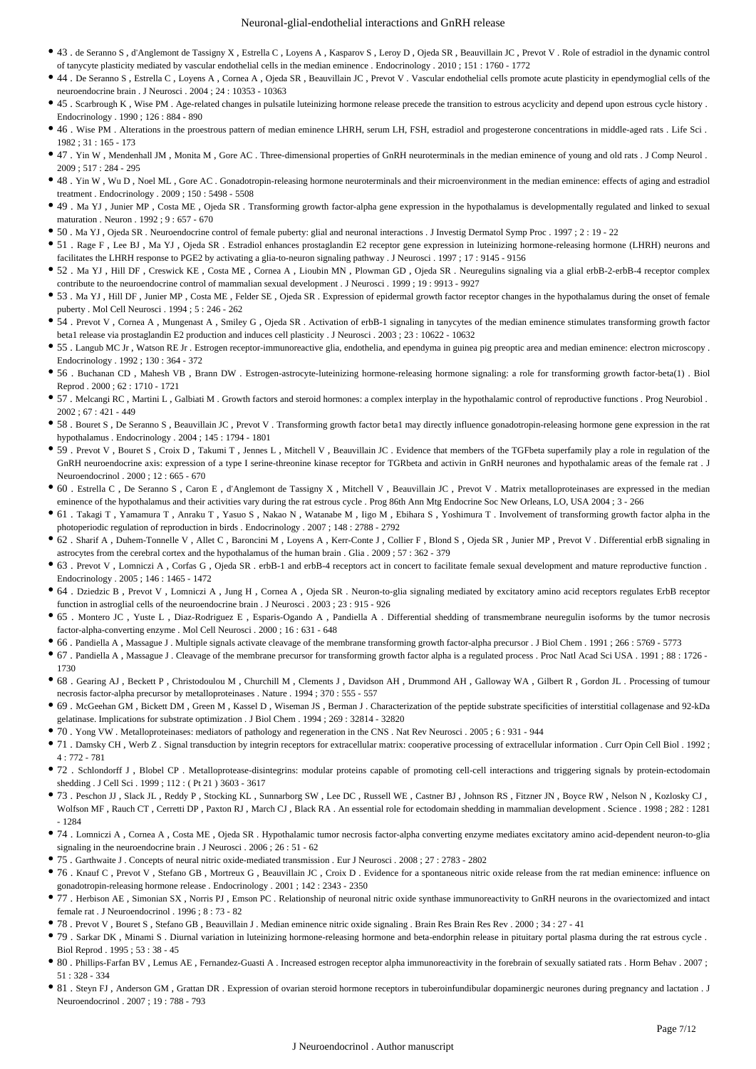- 43 . de Seranno S , d'Anglemont de Tassigny X , Estrella C , Loyens A , Kasparov S , Leroy D , Ojeda SR , Beauvillain JC , Prevot V . Role of estradiol in the dynamic control of tanycyte plasticity mediated by vascular endothelial cells in the median eminence . Endocrinology . 2010 ; 151 : 1760 - 1772
- 44 . De Seranno S , Estrella C , Loyens A , Cornea A , Ojeda SR , Beauvillain JC , Prevot V . Vascular endothelial cells promote acute plasticity in ependymoglial cells of the neuroendocrine brain . J Neurosci . 2004 ; 24 : 10353 - 10363
- 45 . Scarbrough K , Wise PM . Age-related changes in pulsatile luteinizing hormone release precede the transition to estrous acyclicity and depend upon estrous cycle history . Endocrinology . 1990 ; 126 : 884 - 890
- 46 . Wise PM . Alterations in the proestrous pattern of median eminence LHRH, serum LH, FSH, estradiol and progesterone concentrations in middle-aged rats . Life Sci . 1982 ; 31 : 165 - 173
- 47 . Yin W , Mendenhall JM , Monita M , Gore AC . Three-dimensional properties of GnRH neuroterminals in the median eminence of young and old rats . J Comp Neurol . 2009 ; 517 : 284 - 295
- 48 . Yin W , Wu D , Noel ML , Gore AC . Gonadotropin-releasing hormone neuroterminals and their microenvironment in the median eminence: effects of aging and estradiol treatment . Endocrinology . 2009 ; 150 : 5498 - 5508
- 49 . Ma YJ , Junier MP , Costa ME , Ojeda SR . Transforming growth factor-alpha gene expression in the hypothalamus is developmentally regulated and linked to sexual maturation . Neuron . 1992 ; 9 : 657 - 670
- 50 . Ma YJ , Ojeda SR . Neuroendocrine control of female puberty: glial and neuronal interactions . J Investig Dermatol Symp Proc . 1997 ; 2 : 19 - 22
- 51 . Rage F , Lee BJ , Ma YJ , Ojeda SR . Estradiol enhances prostaglandin E2 receptor gene expression in luteinizing hormone-releasing hormone (LHRH) neurons and facilitates the LHRH response to PGE2 by activating a glia-to-neuron signaling pathway . J Neurosci . 1997 ; 17 : 9145 - 9156
- 52 . Ma YJ , Hill DF , Creswick KE , Costa ME , Cornea A , Lioubin MN , Plowman GD , Ojeda SR . Neuregulins signaling via a glial erbB-2-erbB-4 receptor complex contribute to the neuroendocrine control of mammalian sexual development . J Neurosci . 1999 ; 19 : 9913 - 9927
- 53 . Ma YJ , Hill DF , Junier MP , Costa ME , Felder SE , Ojeda SR . Expression of epidermal growth factor receptor changes in the hypothalamus during the onset of female puberty . Mol Cell Neurosci . 1994 ; 5 : 246 - 262
- 54 . Prevot V , Cornea A , Mungenast A , Smiley G , Ojeda SR . Activation of erbB-1 signaling in tanycytes of the median eminence stimulates transforming growth factor beta1 release via prostaglandin E2 production and induces cell plasticity . J Neurosci . 2003 ; 23 : 10622 - 10632
- 55 . Langub MC Jr , Watson RE Jr . Estrogen receptor-immunoreactive glia, endothelia, and ependyma in guinea pig preoptic area and median eminence: electron microscopy . Endocrinology . 1992 ; 130 : 364 - 372
- 56 . Buchanan CD , Mahesh VB , Brann DW . Estrogen-astrocyte-luteinizing hormone-releasing hormone signaling: a role for transforming growth factor-beta(1) . Biol Reprod . 2000 ; 62 : 1710 - 1721
- 57 . Melcangi RC , Martini L , Galbiati M . Growth factors and steroid hormones: a complex interplay in the hypothalamic control of reproductive functions . Prog Neurobiol . 2002 ; 67 : 421 - 449
- 58 . Bouret S , De Seranno S , Beauvillain JC , Prevot V . Transforming growth factor beta1 may directly influence gonadotropin-releasing hormone gene expression in the rat hypothalamus . Endocrinology . 2004 ; 145 : 1794 - 1801
- 59 . Prevot V , Bouret S , Croix D , Takumi T , Jennes L , Mitchell V , Beauvillain JC . Evidence that members of the TGFbeta superfamily play a role in regulation of the GnRH neuroendocrine axis: expression of a type I serine-threonine kinase receptor for TGRbeta and activin in GnRH neurones and hypothalamic areas of the female rat . J Neuroendocrinol . 2000 ; 12 : 665 - 670
- 60 . Estrella C , De Seranno S , Caron E , d'Anglemont de Tassigny X , Mitchell V , Beauvillain JC , Prevot V . Matrix metalloproteinases are expressed in the median eminence of the hypothalamus and their activities vary during the rat estrous cycle . Prog 86th Ann Mtg Endocrine Soc New Orleans, LO, USA 2004 ; 3 - 266
- 61 . Takagi T , Yamamura T , Anraku T , Yasuo S , Nakao N , Watanabe M , Iigo M , Ebihara S , Yoshimura T . Involvement of transforming growth factor alpha in the photoperiodic regulation of reproduction in birds . Endocrinology . 2007 ; 148 : 2788 - 2792
- 62 . Sharif A , Duhem-Tonnelle V , Allet C , Baroncini M , Loyens A , Kerr-Conte J , Collier F , Blond S , Ojeda SR , Junier MP , Prevot V . Differential erbB signaling in astrocytes from the cerebral cortex and the hypothalamus of the human brain . Glia . 2009 ; 57 : 362 - 379
- 63 . Prevot V , Lomniczi A , Corfas G , Ojeda SR . erbB-1 and erbB-4 receptors act in concert to facilitate female sexual development and mature reproductive function . Endocrinology . 2005 ; 146 : 1465 - 1472
- 64 . Dziedzic B , Prevot V , Lomniczi A , Jung H , Cornea A , Ojeda SR . Neuron-to-glia signaling mediated by excitatory amino acid receptors regulates ErbB receptor function in astroglial cells of the neuroendocrine brain . J Neurosci . 2003 ; 23 : 915 - 926
- 65 . Montero JC , Yuste L , Diaz-Rodriguez E , Esparis-Ogando A , Pandiella A . Differential shedding of transmembrane neuregulin isoforms by the tumor necrosis factor-alpha-converting enzyme . Mol Cell Neurosci . 2000 ; 16 : 631 - 648
- 66 . Pandiella A , Massague J . Multiple signals activate cleavage of the membrane transforming growth factor-alpha precursor . J Biol Chem . 1991 ; 266 : 5769 - 5773
- 67 . Pandiella A , Massague J . Cleavage of the membrane precursor for transforming growth factor alpha is a regulated process . Proc Natl Acad Sci USA . 1991 ; 88 : 1726 - 1730
- 68 . Gearing AJ , Beckett P , Christodoulou M , Churchill M , Clements J , Davidson AH , Drummond AH , Galloway WA , Gilbert R , Gordon JL . Processing of tumour necrosis factor-alpha precursor by metalloproteinases . Nature . 1994 ; 370 : 555 - 557
- 69 . McGeehan GM , Bickett DM , Green M , Kassel D , Wiseman JS , Berman J . Characterization of the peptide substrate specificities of interstitial collagenase and 92-kDa gelatinase. Implications for substrate optimization . J Biol Chem . 1994 ; 269 : 32814 - 32820
- 70 . Yong VW . Metalloproteinases: mediators of pathology and regeneration in the CNS . Nat Rev Neurosci . 2005 ; 6 : 931 - 944
- 71 . Damsky CH , Werb Z . Signal transduction by integrin receptors for extracellular matrix: cooperative processing of extracellular information . Curr Opin Cell Biol . 1992 ; 4 : 772 - 781
- 72 . Schlondorff J , Blobel CP . Metalloprotease-disintegrins: modular proteins capable of promoting cell-cell interactions and triggering signals by protein-ectodomain shedding . J Cell Sci . 1999 ; 112 : ( Pt 21 ) 3603 - 3617
- 73 . Peschon JJ , Slack JL , Reddy P , Stocking KL , Sunnarborg SW , Lee DC , Russell WE , Castner BJ , Johnson RS , Fitzner JN , Boyce RW , Nelson N , Kozlosky CJ , Wolfson MF , Rauch CT , Cerretti DP , Paxton RJ , March CJ , Black RA . An essential role for ectodomain shedding in mammalian development . Science . 1998 ; 282 : 1281 - 1284
- 74 . Lomniczi A , Cornea A , Costa ME , Ojeda SR . Hypothalamic tumor necrosis factor-alpha converting enzyme mediates excitatory amino acid-dependent neuron-to-glia signaling in the neuroendocrine brain . J Neurosci . 2006 ; 26 : 51 - 62
- 75 . Garthwaite J . Concepts of neural nitric oxide-mediated transmission . Eur J Neurosci . 2008 ; 27 : 2783 - 2802
- 76 . Knauf C , Prevot V , Stefano GB , Mortreux G , Beauvillain JC , Croix D . Evidence for a spontaneous nitric oxide release from the rat median eminence: influence on gonadotropin-releasing hormone release . Endocrinology . 2001 ; 142 : 2343 - 2350
- 77 . Herbison AE , Simonian SX , Norris PJ , Emson PC . Relationship of neuronal nitric oxide synthase immunoreactivity to GnRH neurons in the ovariectomized and intact female rat . J Neuroendocrinol . 1996 ; 8 : 73 - 82
- 78 . Prevot V , Bouret S , Stefano GB , Beauvillain J . Median eminence nitric oxide signaling . Brain Res Brain Res Rev . 2000 ; 34 : 27 - 41
- 79 . Sarkar DK , Minami S . Diurnal variation in luteinizing hormone-releasing hormone and beta-endorphin release in pituitary portal plasma during the rat estrous cycle . Biol Reprod . 1995 ; 53 : 38 - 45
- 80 . Phillips-Farfan BV , Lemus AE , Fernandez-Guasti A . Increased estrogen receptor alpha immunoreactivity in the forebrain of sexually satiated rats . Horm Behav . 2007 ; 51 : 328 - 334
- 81 . Steyn FJ , Anderson GM , Grattan DR . Expression of ovarian steroid hormone receptors in tuberoinfundibular dopaminergic neurones during pregnancy and lactation . J Neuroendocrinol . 2007 ; 19 : 788 - 793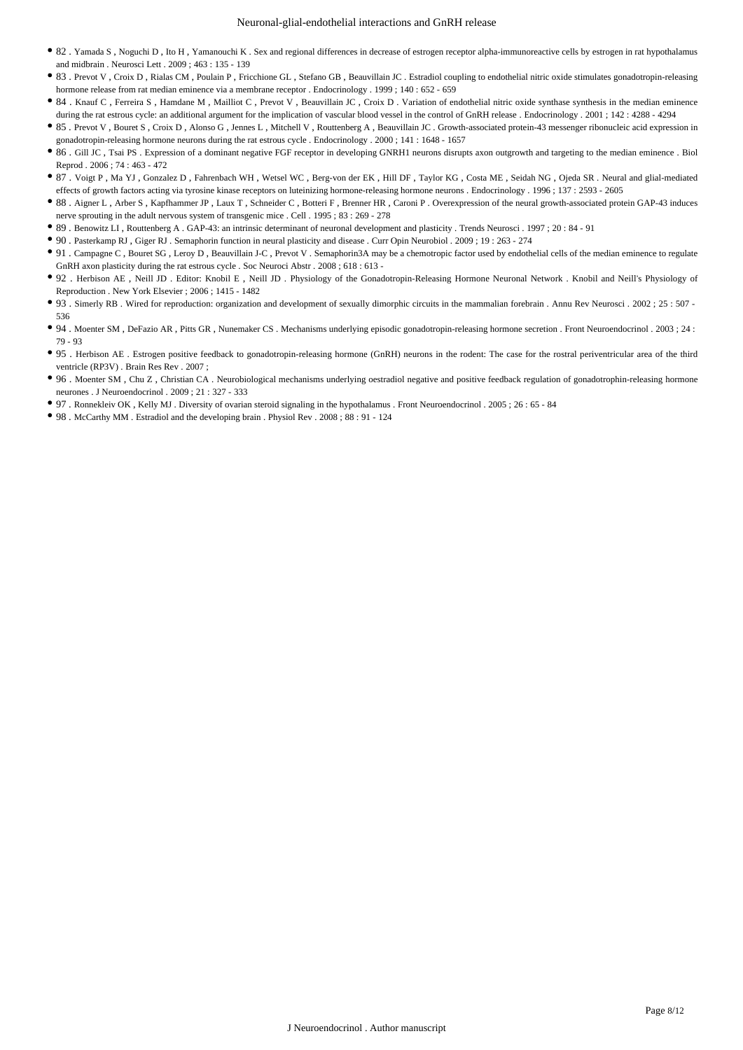- 82 . Yamada S , Noguchi D , Ito H , Yamanouchi K . Sex and regional differences in decrease of estrogen receptor alpha-immunoreactive cells by estrogen in rat hypothalamus and midbrain . Neurosci Lett . 2009 ; 463 : 135 - 139
- 83 . Prevot V , Croix D , Rialas CM , Poulain P , Fricchione GL , Stefano GB , Beauvillain JC . Estradiol coupling to endothelial nitric oxide stimulates gonadotropin-releasing hormone release from rat median eminence via a membrane receptor . Endocrinology . 1999 ; 140 : 652 - 659
- 84 . Knauf C , Ferreira S , Hamdane M , Mailliot C , Prevot V , Beauvillain JC , Croix D . Variation of endothelial nitric oxide synthase synthesis in the median eminence during the rat estrous cycle: an additional argument for the implication of vascular blood vessel in the control of GnRH release . Endocrinology . 2001 ; 142 : 4288 - 4294
- 85 . Prevot V , Bouret S , Croix D , Alonso G , Jennes L , Mitchell V , Routtenberg A , Beauvillain JC . Growth-associated protein-43 messenger ribonucleic acid expression in gonadotropin-releasing hormone neurons during the rat estrous cycle . Endocrinology . 2000 ; 141 : 1648 - 1657
- 86 . Gill JC , Tsai PS . Expression of a dominant negative FGF receptor in developing GNRH1 neurons disrupts axon outgrowth and targeting to the median eminence . Biol Reprod . 2006 ; 74 : 463 - 472
- 87 . Voigt P , Ma YJ , Gonzalez D , Fahrenbach WH , Wetsel WC , Berg-von der EK , Hill DF , Taylor KG , Costa ME , Seidah NG , Ojeda SR . Neural and glial-mediated effects of growth factors acting via tyrosine kinase receptors on luteinizing hormone-releasing hormone neurons . Endocrinology . 1996 ; 137 : 2593 - 2605
- 88 . Aigner L , Arber S , Kapfhammer JP , Laux T , Schneider C , Botteri F , Brenner HR , Caroni P . Overexpression of the neural growth-associated protein GAP-43 induces nerve sprouting in the adult nervous system of transgenic mice . Cell . 1995 ; 83 : 269 - 278
- 89 . Benowitz LI , Routtenberg A . GAP-43: an intrinsic determinant of neuronal development and plasticity . Trends Neurosci . 1997 ; 20 : 84 - 91
- 90 . Pasterkamp RJ , Giger RJ . Semaphorin function in neural plasticity and disease . Curr Opin Neurobiol . 2009 ; 19 : 263 - 274
- 91 . Campagne C , Bouret SG , Leroy D , Beauvillain J-C , Prevot V . Semaphorin3A may be a chemotropic factor used by endothelial cells of the median eminence to regulate GnRH axon plasticity during the rat estrous cycle . Soc Neuroci Abstr . 2008 ; 618 : 613 -
- 92 . Herbison AE , Neill JD . Editor: Knobil E , Neill JD . Physiology of the Gonadotropin-Releasing Hormone Neuronal Network . Knobil and Neill's Physiology of Reproduction . New York Elsevier ; 2006 ; 1415 - 1482
- 93 . Simerly RB . Wired for reproduction: organization and development of sexually dimorphic circuits in the mammalian forebrain . Annu Rev Neurosci . 2002 ; 25 : 507 - 536
- 94 . Moenter SM , DeFazio AR , Pitts GR , Nunemaker CS . Mechanisms underlying episodic gonadotropin-releasing hormone secretion . Front Neuroendocrinol . 2003 ; 24 : 79 - 93
- 95 . Herbison AE . Estrogen positive feedback to gonadotropin-releasing hormone (GnRH) neurons in the rodent: The case for the rostral periventricular area of the third ventricle (RP3V) . Brain Res Rev . 2007 ;
- 96 . Moenter SM , Chu Z , Christian CA . Neurobiological mechanisms underlying oestradiol negative and positive feedback regulation of gonadotrophin-releasing hormone neurones . J Neuroendocrinol . 2009 ; 21 : 327 - 333
- 97 . Ronnekleiv OK , Kelly MJ . Diversity of ovarian steroid signaling in the hypothalamus . Front Neuroendocrinol . 2005 ; 26 : 65 - 84
- 98 . McCarthy MM . Estradiol and the developing brain . Physiol Rev . 2008 ; 88 : 91 - 124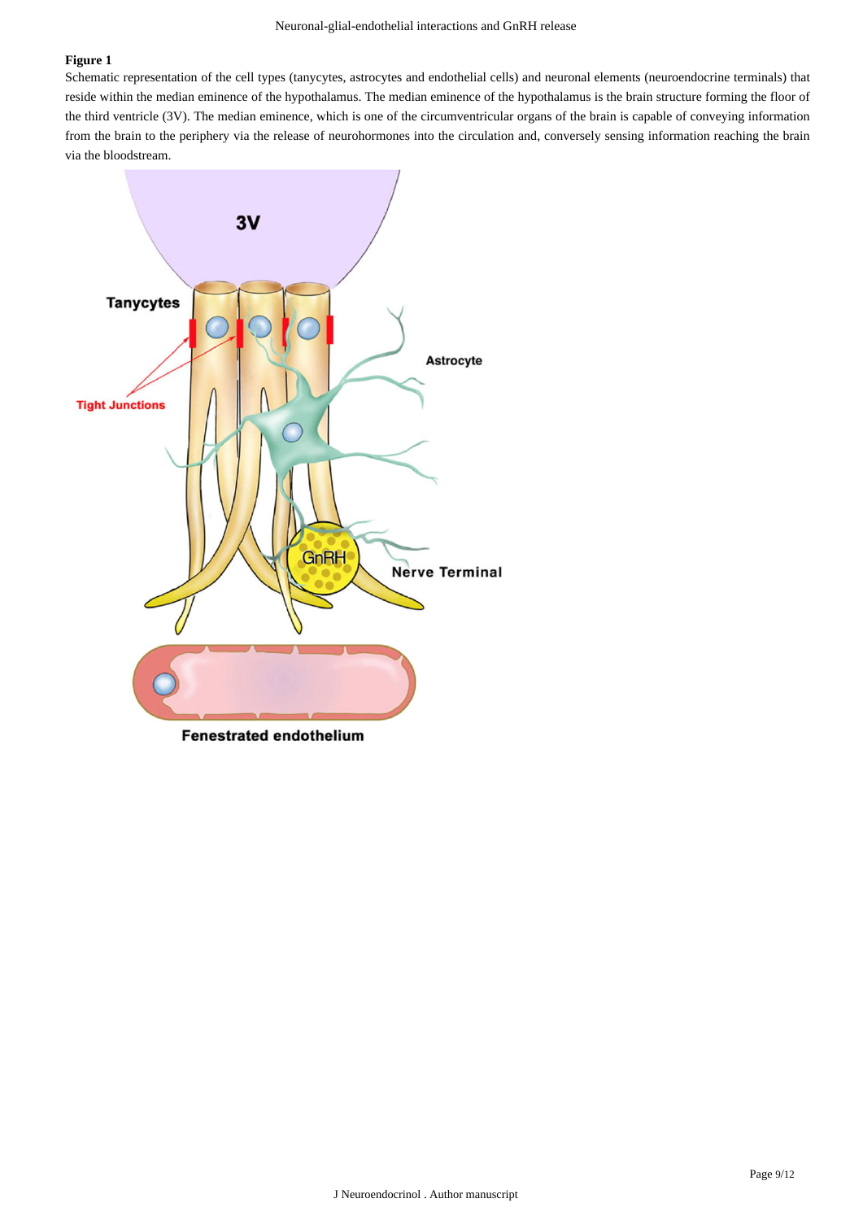**Figure 1**

Schematic representation of the cell types (tanycytes, astrocytes and endothelial cells) and neuronal elements (neuroendocrine terminals) that reside within the median eminence of the hypothalamus. The median eminence of the hypothalamus is the brain structure forming the floor of the third ventricle (3V). The median eminence, which is one of the circumventricular organs of the brain is capable of conveying information from the brain to the periphery via the release of neurohormones into the circulation and, conversely sensing information reaching the brain via the bloodstream.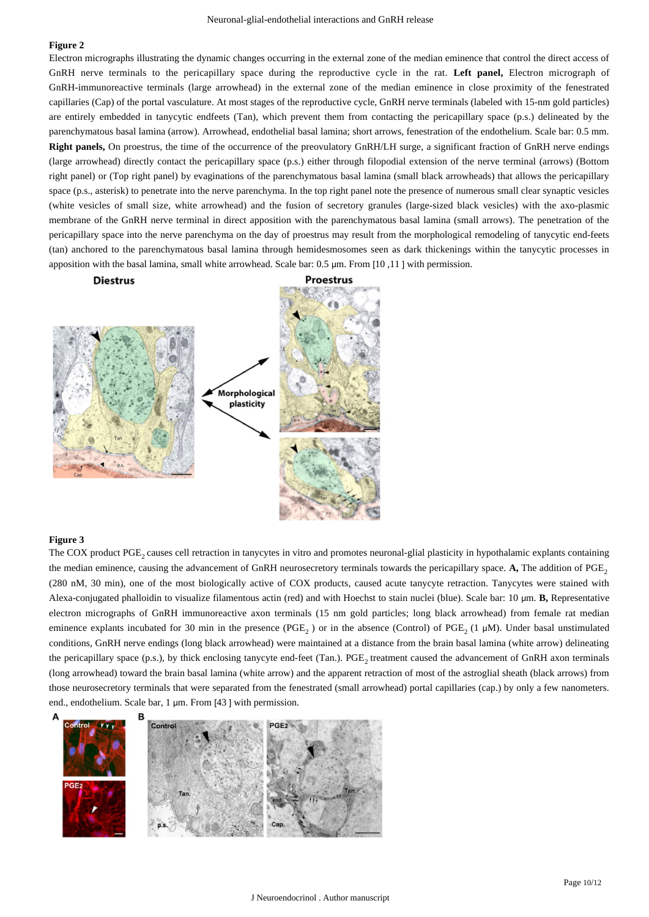**Figure 2**

Electron micrographs illustrating the dynamic changes occurring in the external zone of the median eminence that control the direct access of GnRH nerve terminals to the pericapillary space during the reproductive cycle in the rat. **Left panel,** Electron micrograph of GnRH-immunoreactive terminals (large arrowhead) in the external zone of the median eminence in close proximity of the fenestrated capillaries (Cap) of the portal vasculature. At most stages of the reproductive cycle, GnRH nerve terminals (labeled with 15-nm gold particles) are entirely embedded in tanycytic endfeets (Tan), which prevent them from contacting the pericapillary space (p.s.) delineated by the parenchymatous basal lamina (arrow). Arrowhead, endothelial basal lamina; short arrows, fenestration of the endothelium. Scale bar: 0.5 mm. **Right panels,** On proestrus, the time of the occurrence of the preovulatory GnRH/LH surge, a significant fraction of GnRH nerve endings (large arrowhead) directly contact the pericapillary space (p.s.) either through filopodial extension of the nerve terminal (arrows) (Bottom right panel) or (Top right panel) by evaginations of the parenchymatous basal lamina (small black arrowheads) that allows the pericapillary space (p.s., asterisk) to penetrate into the nerve parenchyma. In the top right panel note the presence of numerous small clear synaptic vesicles (white vesicles of small size, white arrowhead) and the fusion of secretory granules (large-sized black vesicles) with the axo-plasmic membrane of the GnRH nerve terminal in direct apposition with the parenchymatous basal lamina (small arrows). The penetration of the pericapillary space into the nerve parenchyma on the day of proestrus may result from the morphological remodeling of tanycytic end-feets (tan) anchored to the parenchymatous basal lamina through hemidesmosomes seen as dark thickenings within the tanycytic processes in apposition with the basal lamina, small white arrowhead. Scale bar: 0.5 μm. From [10 ,11 ] with permission.

Diestrus

Proestrus

Morphological plasticity

**Figure 3**

The COX product $PGE_2$ causes cell retraction in tanycytes in vitro and promotes neuronal-glial plasticity in hypothalamic explants containing the median eminence, causing the advancement of GnRH neurosecretory terminals towards the pericapillary space. **A,** The addition of $PGE_2$ (280 nM, 30 min), one of the most biologically active of COX products, caused acute tanycyte retraction. Tanycytes were stained with Alexa-conjugated phalloidin to visualize filamentous actin (red) and with Hoechst to stain nuclei (blue). Scale bar: 10 μm. **B,** Representative electron micrographs of GnRH immunoreactive axon terminals (15 nm gold particles; long black arrowhead) from female rat median eminence explants incubated for 30 min in the presence ($PGE_2$ ) or in the absence (Control) of $PGE_2$ (1 μM). Under basal unstimulated conditions, GnRH nerve endings (long black arrowhead) were maintained at a distance from the brain basal lamina (white arrow) delineating the pericapillary space (p.s.), by thick enclosing tanycyte end-feet (Tan.). $PGE_2$ treatment caused the advancement of GnRH axon terminals (long arrowhead) toward the brain basal lamina (white arrow) and the apparent retraction of most of the astroglial sheath (black arrows) from those neurosecretory terminals that were separated from the fenestrated (small arrowhead) portal capillaries (cap.) by only a few nanometers. end., endothelium. Scale bar, 1 μm. From [43 ] with permission.

A

Control

PGE2

B

Control

PGE2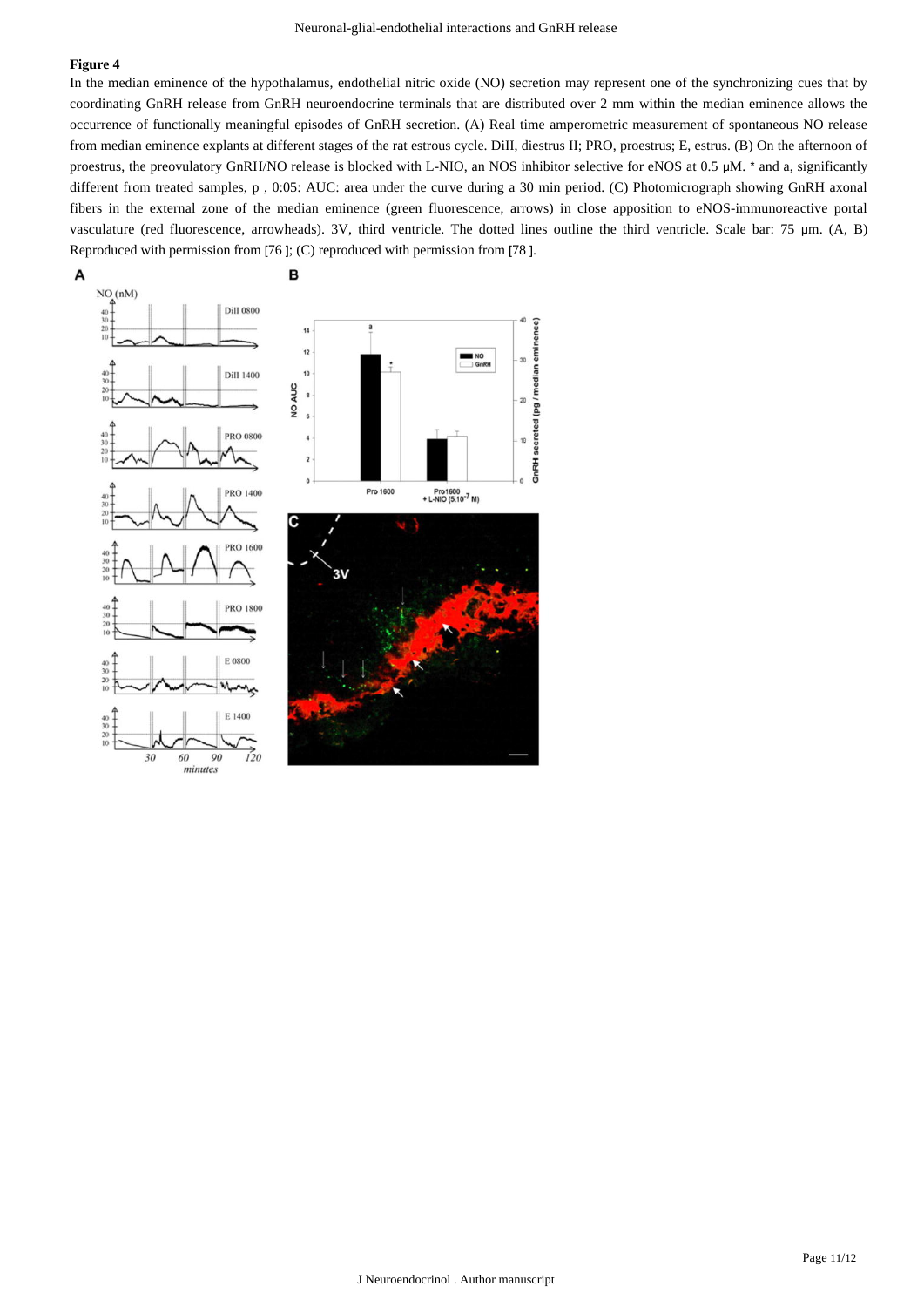**Figure 4**

In the median eminence of the hypothalamus, endothelial nitric oxide (NO) secretion may represent one of the synchronizing cues that by coordinating GnRH release from GnRH neuroendocrine terminals that are distributed over 2 mm within the median eminence allows the occurrence of functionally meaningful episodes of GnRH secretion. (A) Real time amperometric measurement of spontaneous NO release from median eminence explants at different stages of the rat estrous cycle. DiII, diestrus II; PRO, proestrus; E, estrus. (B) On the afternoon of proestrus, the preovulatory GnRH/NO release is blocked with L-NIO, an NOS inhibitor selective for eNOS at 0.5 μM. * and a, significantly different from treated samples, p , 0:05: AUC: area under the curve during a 30 min period. (C) Photomicrograph showing GnRH axonal fibers in the external zone of the median eminence (green fluorescence, arrows) in close apposition to eNOS-immunoreactive portal vasculature (red fluorescence, arrowheads). 3V, third ventricle. The dotted lines outline the third ventricle. Scale bar: 75 μm. (A, B) Reproduced with permission from [76 ]; (C) reproduced with permission from [78 ].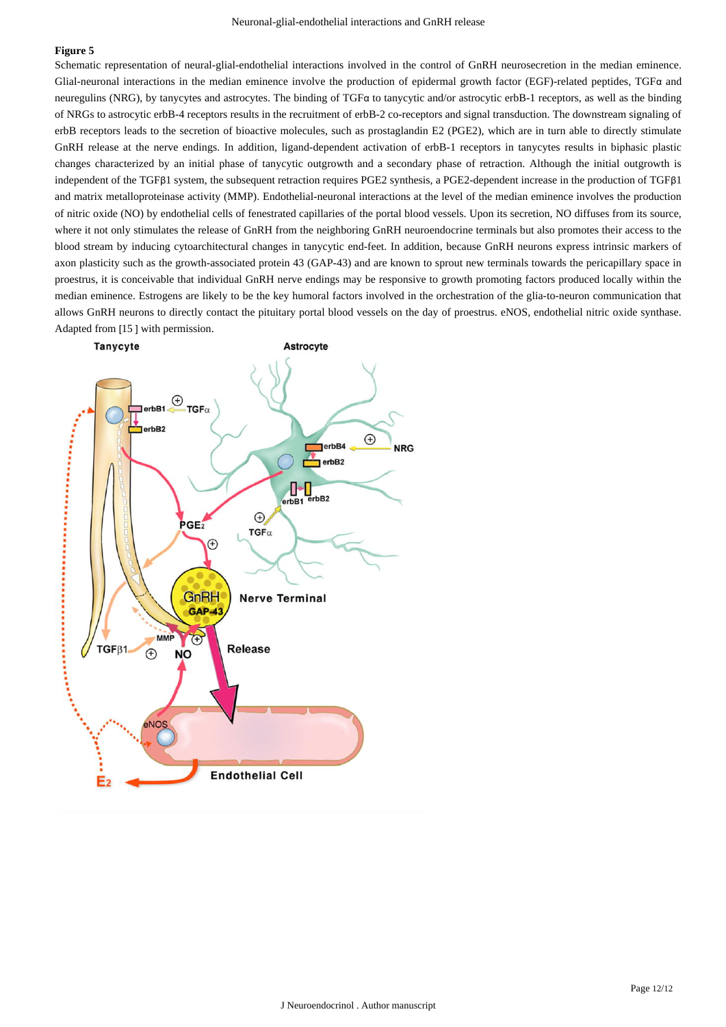**Figure 5**

Schematic representation of neural-glial-endothelial interactions involved in the control of GnRH neurosecretion in the median eminence. Glial-neuronal interactions in the median eminence involve the production of epidermal growth factor (EGF)-related peptides, TGFα and neuregulins (NRG), by tanycytes and astrocytes. The binding of TGFα to tanycytic and/or astrocytic erbB-1 receptors, as well as the binding of NRGs to astrocytic erbB-4 receptors results in the recruitment of erbB-2 co-receptors and signal transduction. The downstream signaling of erbB receptors leads to the secretion of bioactive molecules, such as prostaglandin E2 (PGE2), which are in turn able to directly stimulate GnRH release at the nerve endings. In addition, ligand-dependent activation of erbB-1 receptors in tanycytes results in biphasic plastic changes characterized by an initial phase of tanycytic outgrowth and a secondary phase of retraction. Although the initial outgrowth is independent of the TGFβ1 system, the subsequent retraction requires PGE2 synthesis, a PGE2-dependent increase in the production of TGFβ1 and matrix metalloproteinase activity (MMP). Endothelial-neuronal interactions at the level of the median eminence involves the production of nitric oxide (NO) by endothelial cells of fenestrated capillaries of the portal blood vessels. Upon its secretion, NO diffuses from its source, where it not only stimulates the release of GnRH from the neighboring GnRH neuroendocrine terminals but also promotes their access to the blood stream by inducing cytoarchitectural changes in tanycytic end-feet. In addition, because GnRH neurons express intrinsic markers of axon plasticity such as the growth-associated protein 43 (GAP-43) and are known to sprout new terminals towards the pericapillary space in proestrus, it is conceivable that individual GnRH nerve endings may be responsive to growth promoting factors produced locally within the median eminence. Estrogens are likely to be the key humoral factors involved in the orchestration of the glia-to-neuron communication that allows GnRH neurons to directly contact the pituitary portal blood vessels on the day of proestrus. eNOS, endothelial nitric oxide synthase. Adapted from [15 ] with permission.

Tanycyte

Astrocyte

erbB1

TGFα

erbB2

erbB4

NRG

erbB2

erbB1

erbB2

TGFα

PGE2

GnRH

GAP-43

Nerve Terminal

MMP

TGFβ1

NO

Release

eNOS

E2

Endothelial Cell